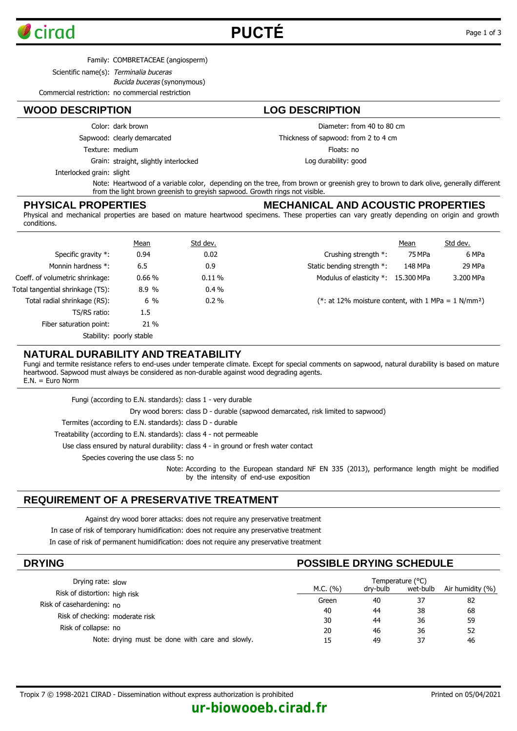# PUCTÉ

Family: COMBRETACEAE (angiosperm)

Scientific name(s): *Terminalia buceras*

*Bucida buceras* (synonymous)

Commercial restriction: no commercial restriction

## WOOD DESCRIPTION

Color: dark brown

Sapwood: clearly demarcated

Texture: medium

Grain: straight, slightly interlocked

Interlocked grain: slight

## LOG DESCRIPTION

Diameter: from 40 to 80 cm

Thickness of sapwood: from 2 to 4 cm

Floats: no

Log durability: good

Note: Heartwood of a variable color, depending on the tree, from brown or greenish grey to brown to dark olive, generally different from the light brown greenish to greyish sapwood. Growth rings not visible.

## PHYSICAL PROPERTIES

## MECHANICAL AND ACOUSTIC PROPERTIES

Physical and mechanical properties are based on mature heartwood specimens. These properties can vary greatly depending on origin and growth conditions.

| | Mean | Std dev. |
|---|---|---|
| Specific gravity *: | 0.94 | 0.02 |
| Monnin hardness *: | 6.5 | 0.9 |
| Coeff. of volumetric shrinkage: | 0.66 % | 0.11 % |
| Total tangential shrinkage (TS): | 8.9 % | 0.4 % |
| Total radial shrinkage (RS): | 6 % | 0.2 % |
| TS/RS ratio: | 1.5 | |
| Fiber saturation point: | 21 % | |

Stability: poorly stable

| | Mean | Std dev. |
|---|---|---|
| Crushing strength *: | 75 MPa | 6 MPa |
| Static bending strength *: | 148 MPa | 29 MPa |
| Modulus of elasticity *: | 15.300 MPa | 3.200 MPa |

(*: at 12% moisture content, with 1 MPa = 1 N/mm²)

## NATURAL DURABILITY AND TREATABILITY

Fungi and termite resistance refers to end-uses under temperate climate. Except for special comments on sapwood, natural durability is based on mature heartwood. Sapwood must always be considered as non-durable against wood degrading agents.
E.N. = Euro Norm

Fungi (according to E.N. standards): class 1 - very durable

Dry wood borers: class D - durable (sapwood demarcated, risk limited to sapwood)

Termites (according to E.N. standards): class D - durable

Treatability (according to E.N. standards): class 4 - not permeable

Use class ensured by natural durability: class 4 - in ground or fresh water contact

Species covering the use class 5: no

Note: According to the European standard NF EN 335 (2013), performance length might be modified by the intensity of end-use exposition

## REQUIREMENT OF A PRESERVATIVE TREATMENT

Against dry wood borer attacks: does not require any preservative treatment

In case of risk of temporary humidification: does not require any preservative treatment

In case of risk of permanent humidification: does not require any preservative treatment

## DRYING

Drying rate: slow

Risk of distortion: high risk

Risk of casehardening: no

Risk of checking: moderate risk

Risk of collapse: no

Note: drying must be done with care and slowly.

## POSSIBLE DRYING SCHEDULE

| M.C. (%) | Temperature (°C) dry-bulb | Temperature (°C) wet-bulb | Air humidity (%) |
|---|---|---|---|
| Green | 40 | 37 | 82 |
| 40 | 44 | 38 | 68 |
| 30 | 44 | 36 | 59 |
| 20 | 46 | 36 | 52 |
| 15 | 49 | 37 | 46 |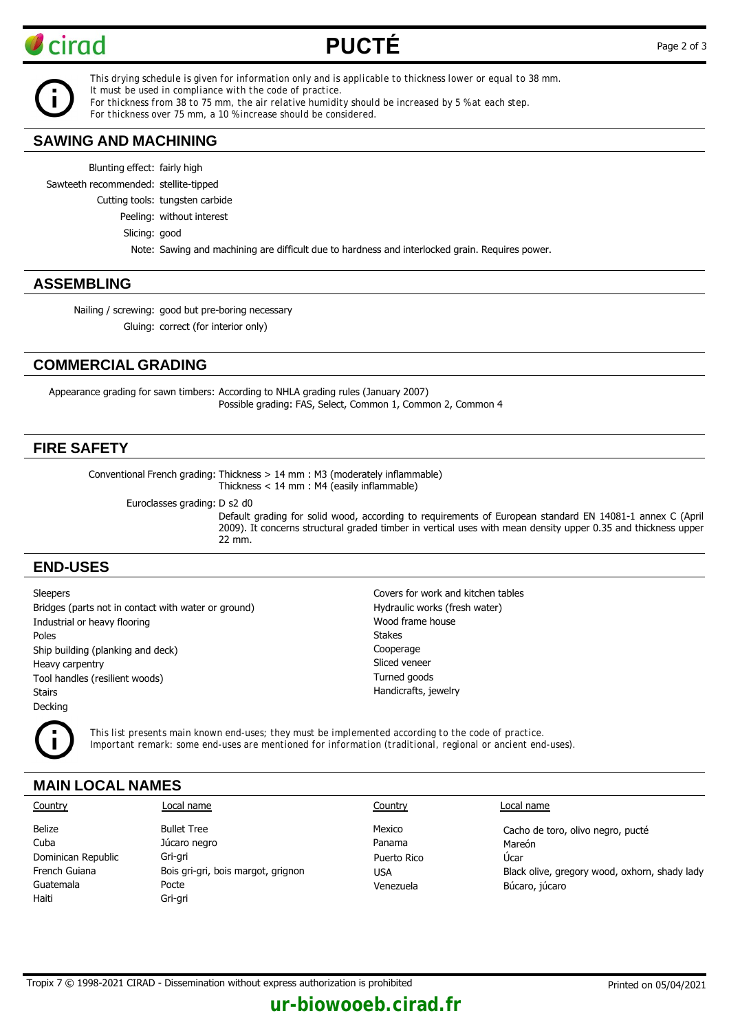This drying schedule is given for information only and is applicable to thickness lower or equal to 38 mm.
It must be used in compliance with the code of practice.
For thickness from 38 to 75 mm, the air relative humidity should be increased by 5 % at each step.
For thickness over 75 mm, a 10 % increase should be considered.

## SAWING AND MACHINING

Blunting effect: fairly high
Sawteeth recommended: stellite-tipped
Cutting tools: tungsten carbide
Peeling: without interest
Slicing: good
Note: Sawing and machining are difficult due to hardness and interlocked grain. Requires power.

## ASSEMBLING

Nailing / screwing: good but pre-boring necessary
Gluing: correct (for interior only)

## COMMERCIAL GRADING

Appearance grading for sawn timbers: According to NHLA grading rules (January 2007)
Possible grading: FAS, Select, Common 1, Common 2, Common 4

## FIRE SAFETY

Conventional French grading: Thickness > 14 mm : M3 (moderately inflammable)
Thickness < 14 mm : M4 (easily inflammable)

Euroclasses grading: D s2 d0
Default grading for solid wood, according to requirements of European standard EN 14081-1 annex C (April 2009). It concerns structural graded timber in vertical uses with mean density upper 0.35 and thickness upper 22 mm.

## END-USES

- Sleepers
- Bridges (parts not in contact with water or ground)
- Industrial or heavy flooring
- Poles
- Ship building (planking and deck)
- Heavy carpentry
- Tool handles (resilient woods)
- Stairs
- Decking
- Covers for work and kitchen tables
- Hydraulic works (fresh water)
- Wood frame house
- Stakes
- Cooperage
- Sliced veneer
- Turned goods
- Handicrafts, jewelry

This list presents main known end-uses; they must be implemented according to the code of practice.
Important remark: some end-uses are mentioned for information (traditional, regional or ancient end-uses).

## MAIN LOCAL NAMES

| Country | Local name |
|---|---|
| Belize | Bullet Tree |
| Cuba | Júcaro negro |
| Dominican Republic | Gri-gri |
| French Guiana | Bois gri-gri, bois margot, grignon |
| Guatemala | Pocte |
| Haiti | Gri-gri |
| Mexico | Cacho de toro, olivo negro, pucté |
| Panama | Mareón |
| Puerto Rico | Úcar |
| USA | Black olive, gregory wood, oxhorn, shady lady |
| Venezuela | Búcaro, júcaro |